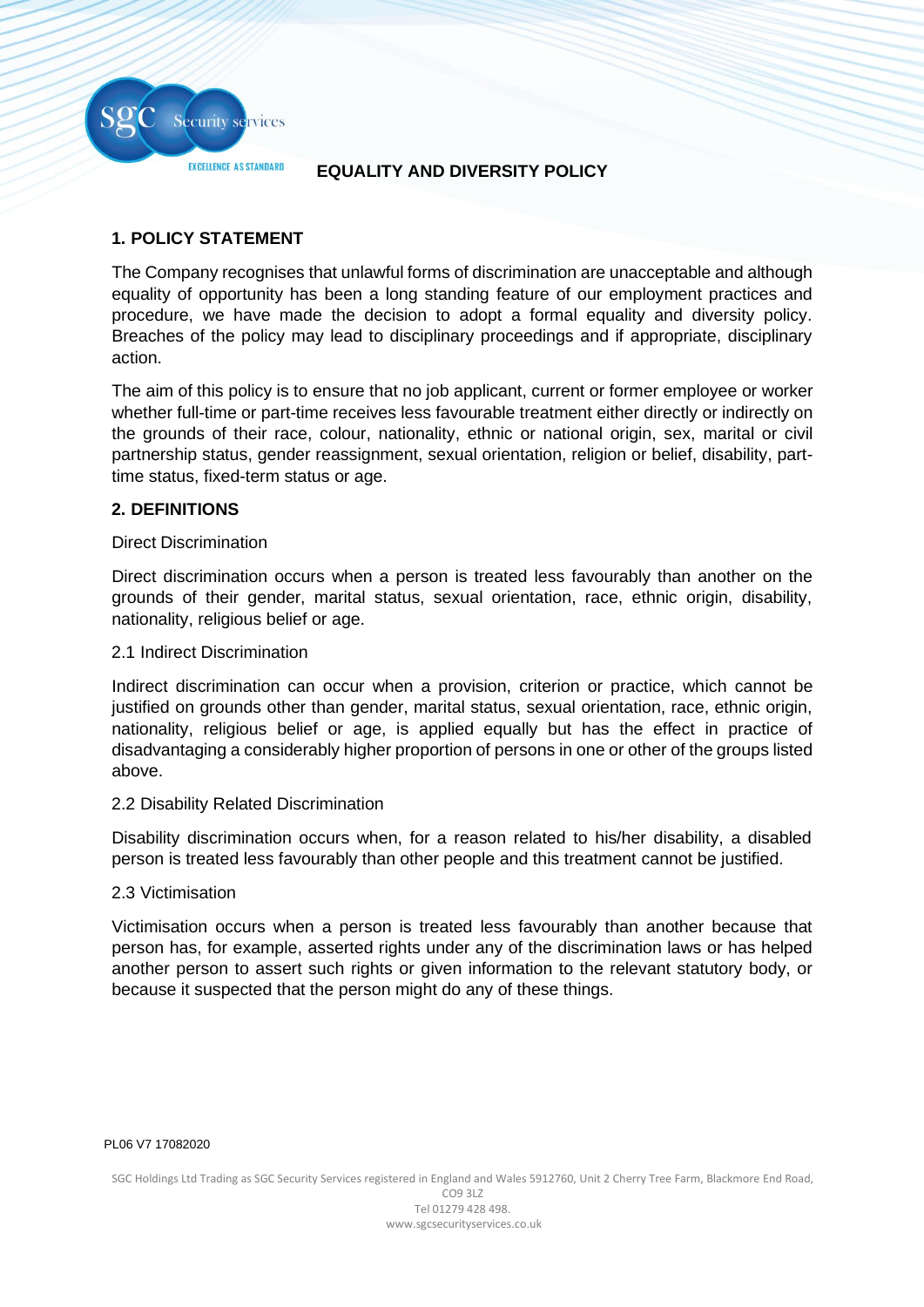# EQUALITY AND DIVERSITY POLICY

## 1. POLICY STATEMENT

The Company recognises that unlawful forms of discrimination are unacceptable and although equality of opportunity has been a long standing feature of our employment practices and procedure, we have made the decision to adopt a formal equality and diversity policy. Breaches of the policy may lead to disciplinary proceedings and if appropriate, disciplinary action.

The aim of this policy is to ensure that no job applicant, current or former employee or worker whether full-time or part-time receives less favourable treatment either directly or indirectly on the grounds of their race, colour, nationality, ethnic or national origin, sex, marital or civil partnership status, gender reassignment, sexual orientation, religion or belief, disability, part-time status, fixed-term status or age.

## 2. DEFINITIONS

Direct Discrimination

Direct discrimination occurs when a person is treated less favourably than another on the grounds of their gender, marital status, sexual orientation, race, ethnic origin, disability, nationality, religious belief or age.

2.1 Indirect Discrimination

Indirect discrimination can occur when a provision, criterion or practice, which cannot be justified on grounds other than gender, marital status, sexual orientation, race, ethnic origin, nationality, religious belief or age, is applied equally but has the effect in practice of disadvantaging a considerably higher proportion of persons in one or other of the groups listed above.

2.2 Disability Related Discrimination

Disability discrimination occurs when, for a reason related to his/her disability, a disabled person is treated less favourably than other people and this treatment cannot be justified.

2.3 Victimisation

Victimisation occurs when a person is treated less favourably than another because that person has, for example, asserted rights under any of the discrimination laws or has helped another person to assert such rights or given information to the relevant statutory body, or because it suspected that the person might do any of these things.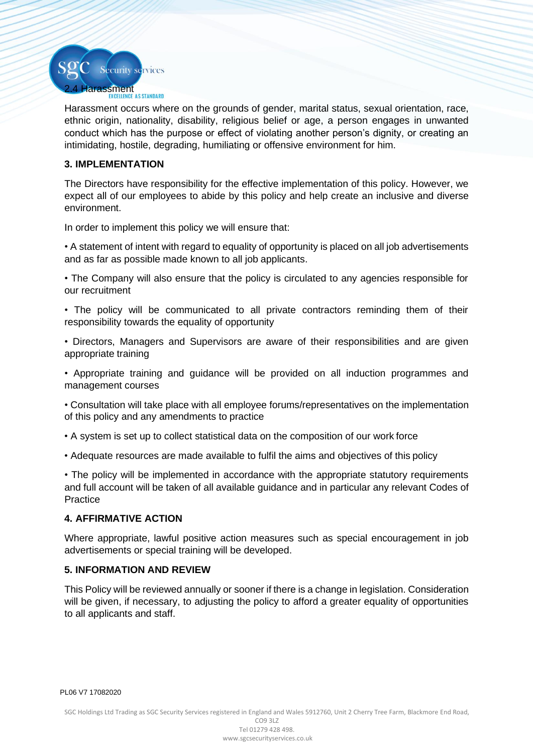### 2.4 Harassment

Harassment occurs where on the grounds of gender, marital status, sexual orientation, race, ethnic origin, nationality, disability, religious belief or age, a person engages in unwanted conduct which has the purpose or effect of violating another person's dignity, or creating an intimidating, hostile, degrading, humiliating or offensive environment for him.

## 3. IMPLEMENTATION

The Directors have responsibility for the effective implementation of this policy. However, we expect all of our employees to abide by this policy and help create an inclusive and diverse environment.

In order to implement this policy we will ensure that:

- A statement of intent with regard to equality of opportunity is placed on all job advertisements and as far as possible made known to all job applicants.
- The Company will also ensure that the policy is circulated to any agencies responsible for our recruitment
- The policy will be communicated to all private contractors reminding them of their responsibility towards the equality of opportunity
- Directors, Managers and Supervisors are aware of their responsibilities and are given appropriate training
- Appropriate training and guidance will be provided on all induction programmes and management courses
- Consultation will take place with all employee forums/representatives on the implementation of this policy and any amendments to practice
- A system is set up to collect statistical data on the composition of our work force
- Adequate resources are made available to fulfil the aims and objectives of this policy
- The policy will be implemented in accordance with the appropriate statutory requirements and full account will be taken of all available guidance and in particular any relevant Codes of Practice

## 4. AFFIRMATIVE ACTION

Where appropriate, lawful positive action measures such as special encouragement in job advertisements or special training will be developed.

## 5. INFORMATION AND REVIEW

This Policy will be reviewed annually or sooner if there is a change in legislation. Consideration will be given, if necessary, to adjusting the policy to afford a greater equality of opportunities to all applicants and staff.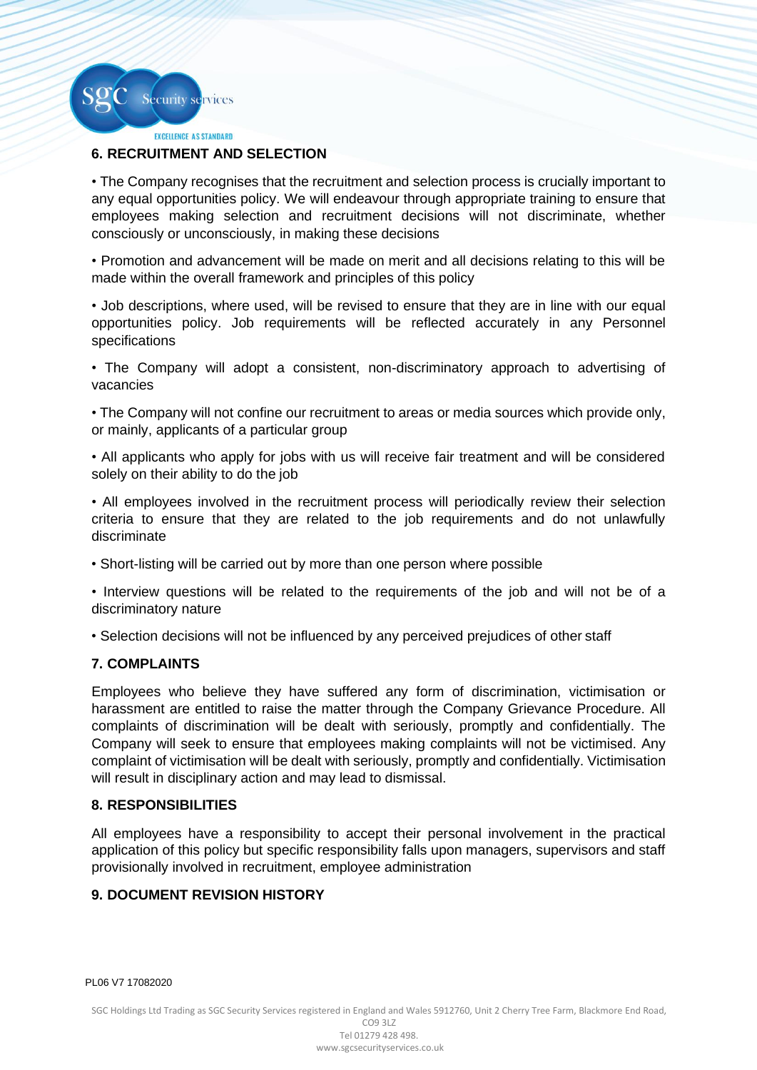## 6. RECRUITMENT AND SELECTION

- The Company recognises that the recruitment and selection process is crucially important to any equal opportunities policy. We will endeavour through appropriate training to ensure that employees making selection and recruitment decisions will not discriminate, whether consciously or unconsciously, in making these decisions
- Promotion and advancement will be made on merit and all decisions relating to this will be made within the overall framework and principles of this policy
- Job descriptions, where used, will be revised to ensure that they are in line with our equal opportunities policy. Job requirements will be reflected accurately in any Personnel specifications
- The Company will adopt a consistent, non-discriminatory approach to advertising of vacancies
- The Company will not confine our recruitment to areas or media sources which provide only, or mainly, applicants of a particular group
- All applicants who apply for jobs with us will receive fair treatment and will be considered solely on their ability to do the job
- All employees involved in the recruitment process will periodically review their selection criteria to ensure that they are related to the job requirements and do not unlawfully discriminate
- Short-listing will be carried out by more than one person where possible
- Interview questions will be related to the requirements of the job and will not be of a discriminatory nature
- Selection decisions will not be influenced by any perceived prejudices of other staff

## 7. COMPLAINTS

Employees who believe they have suffered any form of discrimination, victimisation or harassment are entitled to raise the matter through the Company Grievance Procedure. All complaints of discrimination will be dealt with seriously, promptly and confidentially. The Company will seek to ensure that employees making complaints will not be victimised. Any complaint of victimisation will be dealt with seriously, promptly and confidentially. Victimisation will result in disciplinary action and may lead to dismissal.

## 8. RESPONSIBILITIES

All employees have a responsibility to accept their personal involvement in the practical application of this policy but specific responsibility falls upon managers, supervisors and staff provisionally involved in recruitment, employee administration

## 9. DOCUMENT REVISION HISTORY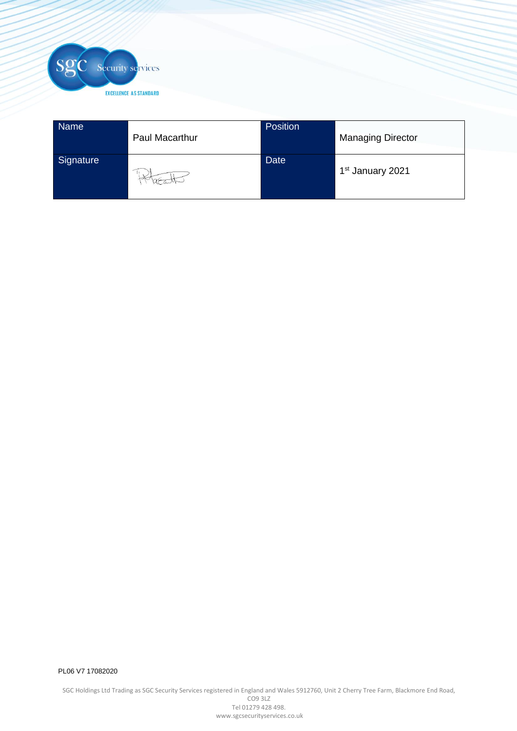| | | | |
|---|---|---|---|
| Name | Paul Macarthur | Position | Managing Director |
| Signature | | Date | 1st January 2021 |

PL06 V7 17082020

SGC Holdings Ltd Trading as SGC Security Services registered in England and Wales 5912760, Unit 2 Cherry Tree Farm, Blackmore End Road, CO9 3LZ
Tel 01279 428 498.
www.sgcsecurityservices.co.uk